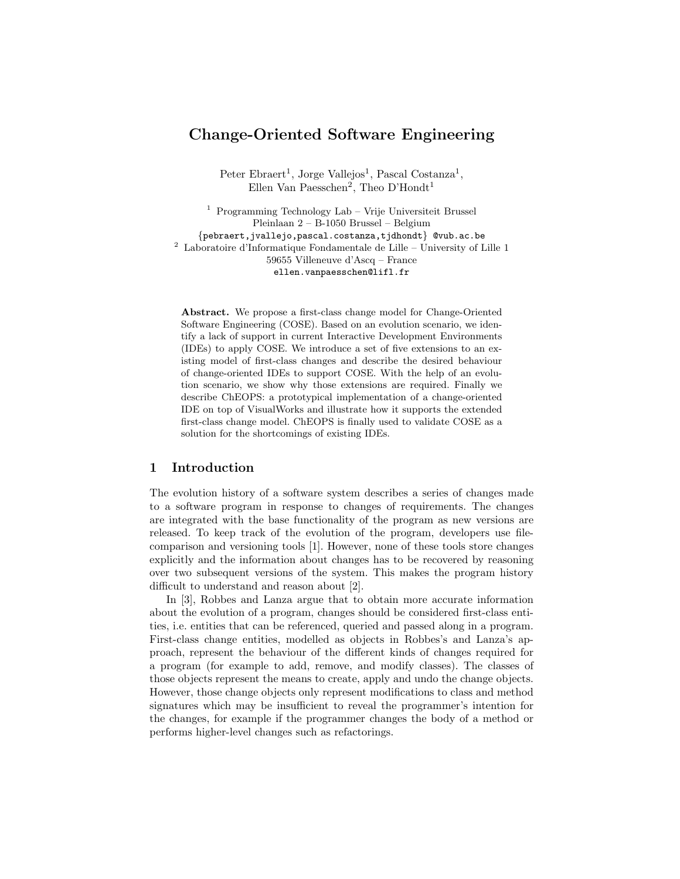# Change-Oriented Software Engineering

Peter Ebraert[1], Jorge Vallejos[1], Pascal Costanza[1], Ellen Van Paesschen[2], Theo D'Hondt[1]

[1] Programming Technology Lab – Vrije Universiteit Brussel
Pleinlaan 2 – B-1050 Brussel – Belgium
{pebraert,jvallejo,pascal.costanza,tjdhondt} @vub.ac.be

[2] Laboratoire d'Informatique Fondamentale de Lille – University of Lille 1
59655 Villeneuve d'Ascq – France
ellen.vanpaesschen@lifl.fr

**Abstract.** We propose a first-class change model for Change-Oriented Software Engineering (COSE). Based on an evolution scenario, we identify a lack of support in current Interactive Development Environments (IDEs) to apply COSE. We introduce a set of five extensions to an existing model of first-class changes and describe the desired behaviour of change-oriented IDEs to support COSE. With the help of an evolution scenario, we show why those extensions are required. Finally we describe ChEOPS: a prototypical implementation of a change-oriented IDE on top of VisualWorks and illustrate how it supports the extended first-class change model. ChEOPS is finally used to validate COSE as a solution for the shortcomings of existing IDEs.

## 1 Introduction

The evolution history of a software system describes a series of changes made to a software program in response to changes of requirements. The changes are integrated with the base functionality of the program as new versions are released. To keep track of the evolution of the program, developers use file-comparison and versioning tools [1]. However, none of these tools store changes explicitly and the information about changes has to be recovered by reasoning over two subsequent versions of the system. This makes the program history difficult to understand and reason about [2].

In [3], Robbes and Lanza argue that to obtain more accurate information about the evolution of a program, changes should be considered first-class entities, i.e. entities that can be referenced, queried and passed along in a program. First-class change entities, modelled as objects in Robbes's and Lanza's approach, represent the behaviour of the different kinds of changes required for a program (for example to add, remove, and modify classes). The classes of those objects represent the means to create, apply and undo the change objects. However, those change objects only represent modifications to class and method signatures which may be insufficient to reveal the programmer's intention for the changes, for example if the programmer changes the body of a method or performs higher-level changes such as refactorings.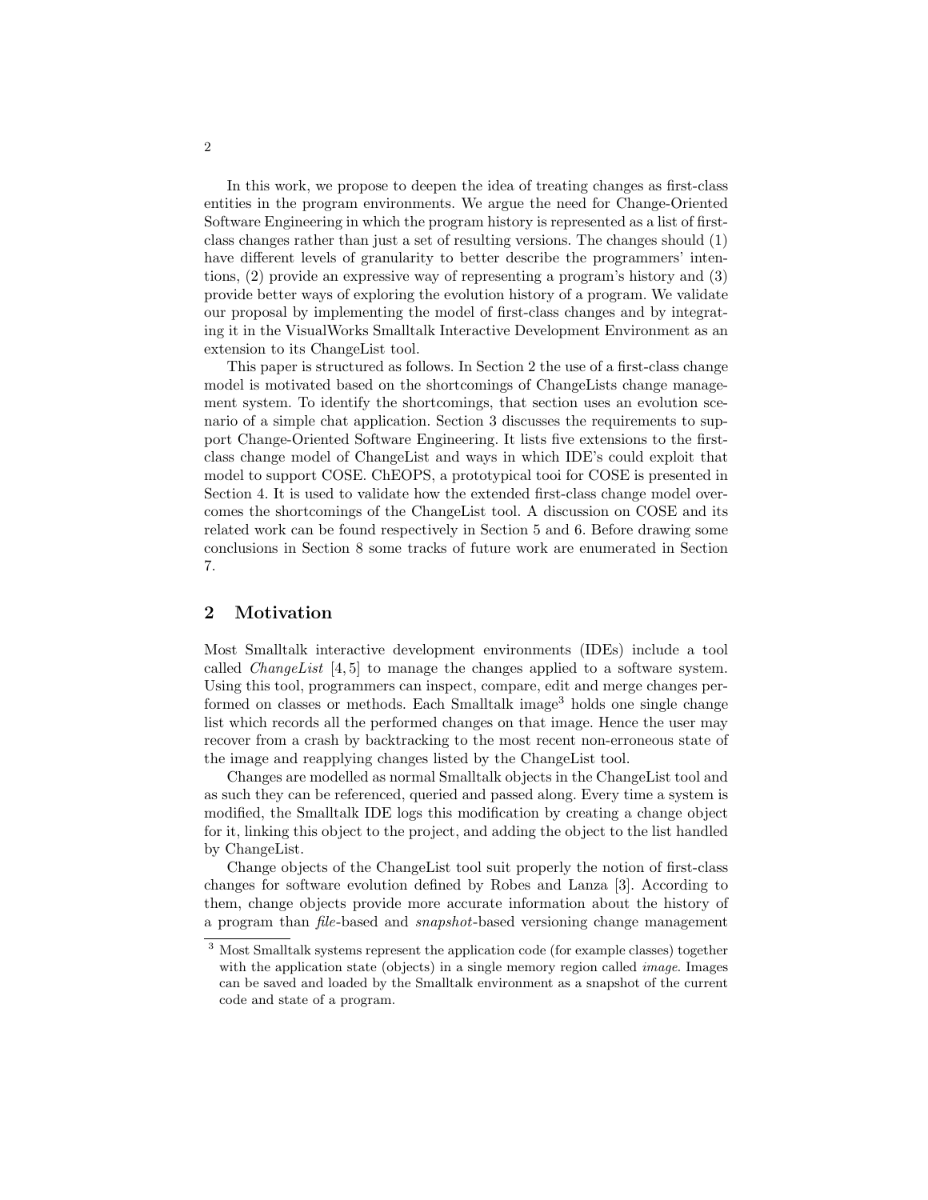In this work, we propose to deepen the idea of treating changes as first-class entities in the program environments. We argue the need for Change-Oriented Software Engineering in which the program history is represented as a list of first-class changes rather than just a set of resulting versions. The changes should (1) have different levels of granularity to better describe the programmers' intentions, (2) provide an expressive way of representing a program's history and (3) provide better ways of exploring the evolution history of a program. We validate our proposal by implementing the model of first-class changes and by integrating it in the VisualWorks Smalltalk Interactive Development Environment as an extension to its ChangeList tool.

This paper is structured as follows. In Section 2 the use of a first-class change model is motivated based on the shortcomings of ChangeLists change management system. To identify the shortcomings, that section uses an evolution scenario of a simple chat application. Section 3 discusses the requirements to support Change-Oriented Software Engineering. It lists five extensions to the first-class change model of ChangeList and ways in which IDE's could exploit that model to support COSE. ChEOPS, a prototypical tooi for COSE is presented in Section 4. It is used to validate how the extended first-class change model overcomes the shortcomings of the ChangeList tool. A discussion on COSE and its related work can be found respectively in Section 5 and 6. Before drawing some conclusions in Section 8 some tracks of future work are enumerated in Section 7.

## 2 Motivation

Most Smalltalk interactive development environments (IDEs) include a tool called *ChangeList* [4, 5] to manage the changes applied to a software system. Using this tool, programmers can inspect, compare, edit and merge changes performed on classes or methods. Each Smalltalk image[3] holds one single change list which records all the performed changes on that image. Hence the user may recover from a crash by backtracking to the most recent non-erroneous state of the image and reapplying changes listed by the ChangeList tool.

Changes are modelled as normal Smalltalk objects in the ChangeList tool and as such they can be referenced, queried and passed along. Every time a system is modified, the Smalltalk IDE logs this modification by creating a change object for it, linking this object to the project, and adding the object to the list handled by ChangeList.

Change objects of the ChangeList tool suit properly the notion of first-class changes for software evolution defined by Robes and Lanza [3]. According to them, change objects provide more accurate information about the history of a program than *file*-based and *snapshot*-based versioning change management

[3] Most Smalltalk systems represent the application code (for example classes) together with the application state (objects) in a single memory region called *image*. Images can be saved and loaded by the Smalltalk environment as a snapshot of the current code and state of a program.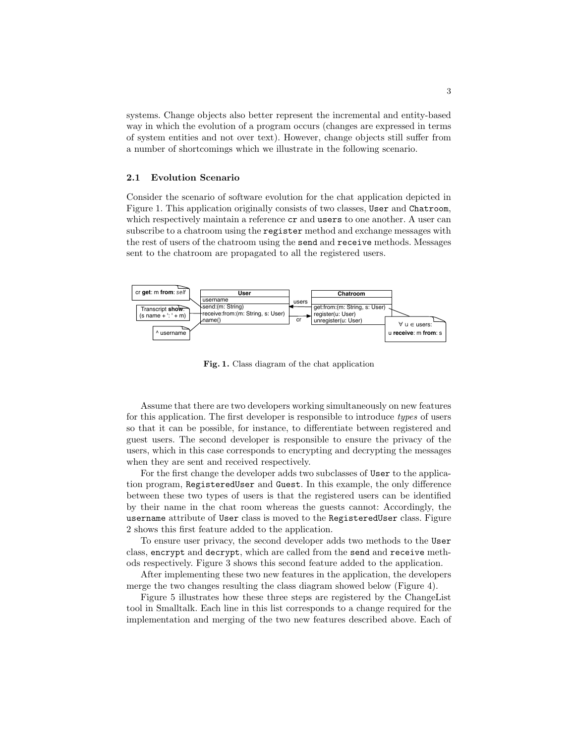systems. Change objects also better represent the incremental and entity-based way in which the evolution of a program occurs (changes are expressed in terms of system entities and not over text). However, change objects still suffer from a number of shortcomings which we illustrate in the following scenario.

### 2.1 Evolution Scenario

Consider the scenario of software evolution for the chat application depicted in Figure 1. This application originally consists of two classes, `User` and `Chatroom`, which respectively maintain a reference `cr` and `users` to one another. A user can subscribe to a chatroom using the `register` method and exchange messages with the rest of users of the chatroom using the `send` and `receive` methods. Messages sent to the chatroom are propagated to all the registered users.

**Fig. 1.** Class diagram of the chat application

Assume that there are two developers working simultaneously on new features for this application. The first developer is responsible to introduce *types* of users so that it can be possible, for instance, to differentiate between registered and guest users. The second developer is responsible to ensure the privacy of the users, which in this case corresponds to encrypting and decrypting the messages when they are sent and received respectively.

For the first change the developer adds two subclasses of `User` to the application program, `RegisteredUser` and `Guest`. In this example, the only difference between these two types of users is that the registered users can be identified by their name in the chat room whereas the guests cannot: Accordingly, the `username` attribute of `User` class is moved to the `RegisteredUser` class. Figure 2 shows this first feature added to the application.

To ensure user privacy, the second developer adds two methods to the `User` class, `encrypt` and `decrypt`, which are called from the `send` and `receive` methods respectively. Figure 3 shows this second feature added to the application.

After implementing these two new features in the application, the developers merge the two changes resulting the class diagram showed below (Figure 4).

Figure 5 illustrates how these three steps are registered by the ChangeList tool in Smalltalk. Each line in this list corresponds to a change required for the implementation and merging of the two new features described above. Each of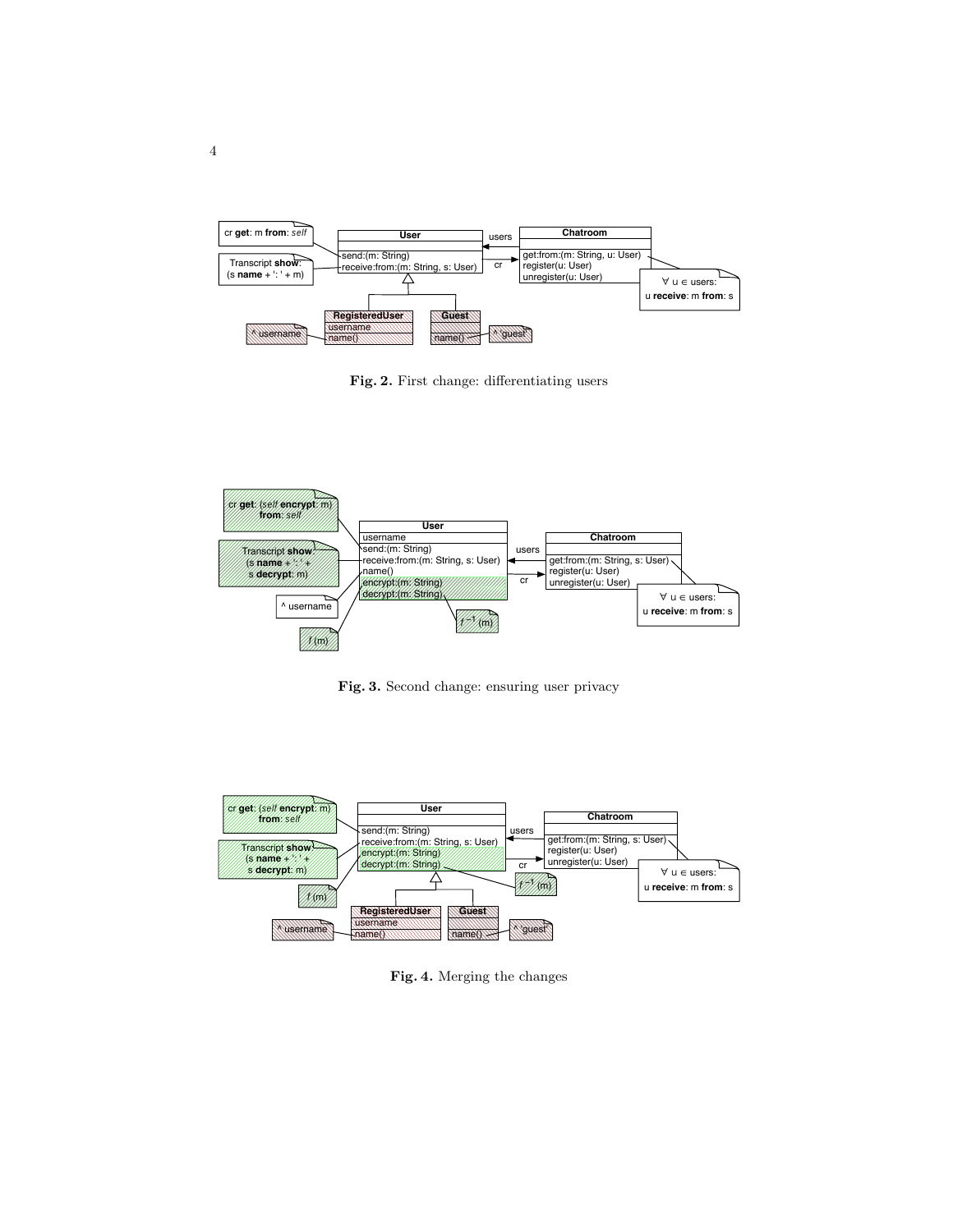Fig. 2. First change: differentiating users

Fig. 3. Second change: ensuring user privacy

Fig. 4. Merging the changes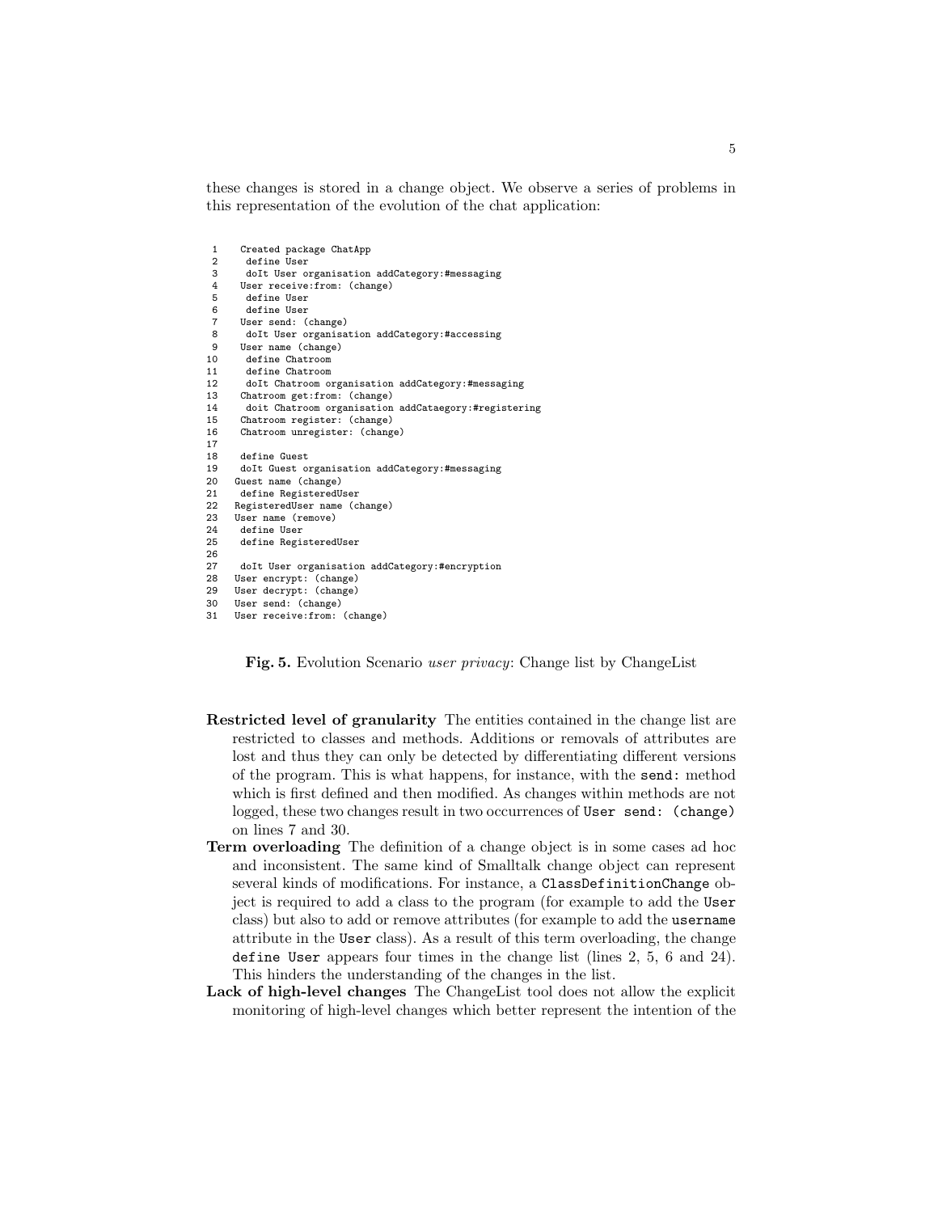these changes is stored in a change object. We observe a series of problems in this representation of the evolution of the chat application:

```
 1    Created package ChatApp
 2     define User
 3     doIt User organisation addCategory:#messaging
 4    User receive:from: (change)
 5     define User
 6     define User
 7    User send: (change)
 8     doIt User organisation addCategory:#accessing
 9    User name (change)
10     define Chatroom
11     define Chatroom
12     doIt Chatroom organisation addCategory:#messaging
13    Chatroom get:from: (change)
14     doit Chatroom organisation addCataegory:#registering
15    Chatroom register: (change)
16    Chatroom unregister: (change)
17
18    define Guest
19    doIt Guest organisation addCategory:#messaging
20   Guest name (change)
21    define RegisteredUser
22   RegisteredUser name (change)
23   User name (remove)
24    define User
25    define RegisteredUser
26
27    doIt User organisation addCategory:#encryption
28   User encrypt: (change)
29   User decrypt: (change)
30   User send: (change)
31   User receive:from: (change)
```

**Fig. 5.** Evolution Scenario *user privacy*: Change list by ChangeList

- **Restricted level of granularity** The entities contained in the change list are restricted to classes and methods. Additions or removals of attributes are lost and thus they can only be detected by differentiating different versions of the program. This is what happens, for instance, with the `send:` method which is first defined and then modified. As changes within methods are not logged, these two changes result in two occurrences of `User send: (change)` on lines 7 and 30.
- **Term overloading** The definition of a change object is in some cases ad hoc and inconsistent. The same kind of Smalltalk change object can represent several kinds of modifications. For instance, a `ClassDefinitionChange` object is required to add a class to the program (for example to add the `User` class) but also to add or remove attributes (for example to add the `username` attribute in the `User` class). As a result of this term overloading, the change `define User` appears four times in the change list (lines 2, 5, 6 and 24). This hinders the understanding of the changes in the list.
- **Lack of high-level changes** The ChangeList tool does not allow the explicit monitoring of high-level changes which better represent the intention of the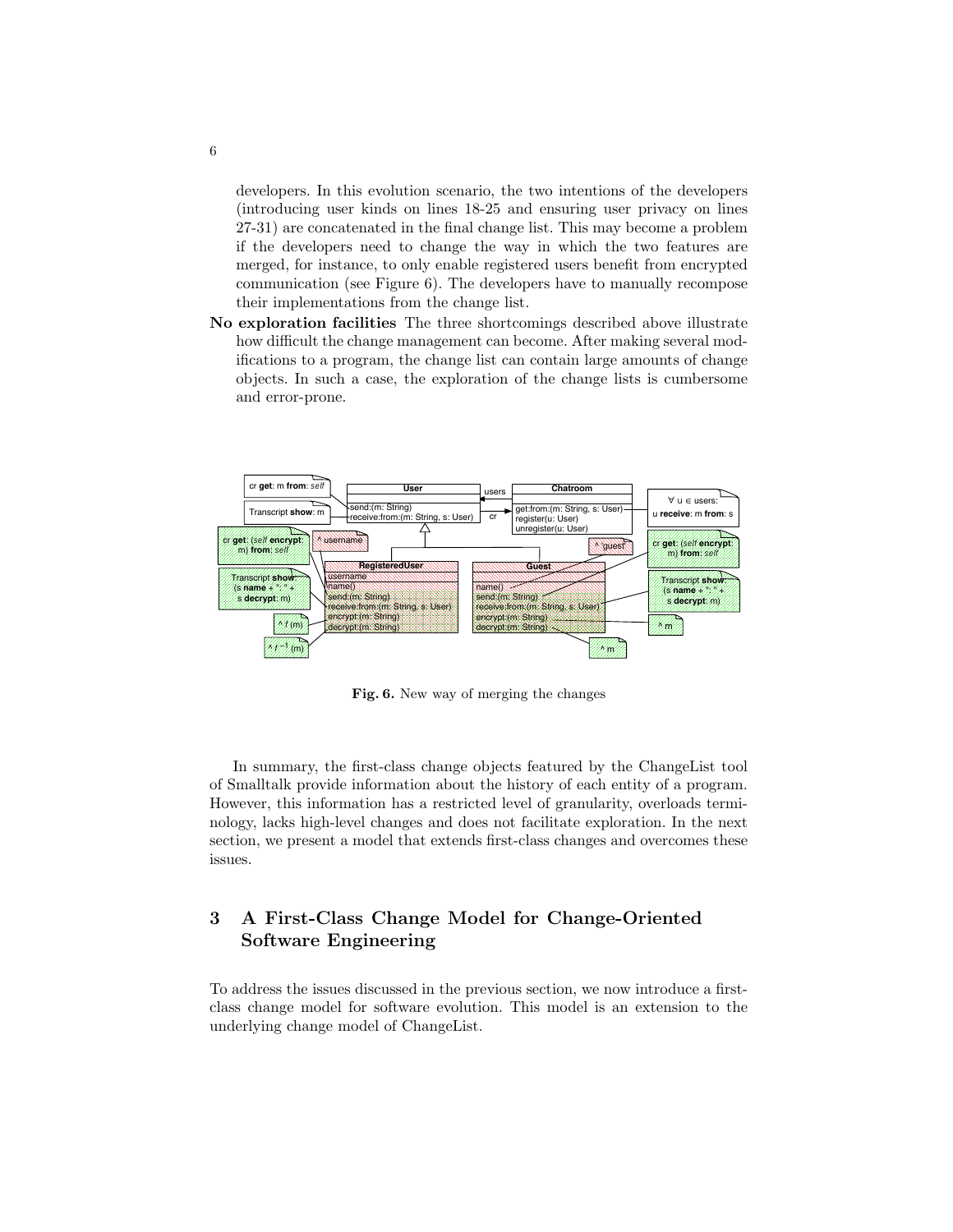developers. In this evolution scenario, the two intentions of the developers (introducing user kinds on lines 18-25 and ensuring user privacy on lines 27-31) are concatenated in the final change list. This may become a problem if the developers need to change the way in which the two features are merged, for instance, to only enable registered users benefit from encrypted communication (see Figure 6). The developers have to manually recompose their implementations from the change list.

**No exploration facilities** The three shortcomings described above illustrate how difficult the change management can become. After making several modifications to a program, the change list can contain large amounts of change objects. In such a case, the exploration of the change lists is cumbersome and error-prone.

**Fig. 6.** New way of merging the changes

In summary, the first-class change objects featured by the ChangeList tool of Smalltalk provide information about the history of each entity of a program. However, this information has a restricted level of granularity, overloads terminology, lacks high-level changes and does not facilitate exploration. In the next section, we present a model that extends first-class changes and overcomes these issues.

## 3 A First-Class Change Model for Change-Oriented Software Engineering

To address the issues discussed in the previous section, we now introduce a first-class change model for software evolution. This model is an extension to the underlying change model of ChangeList.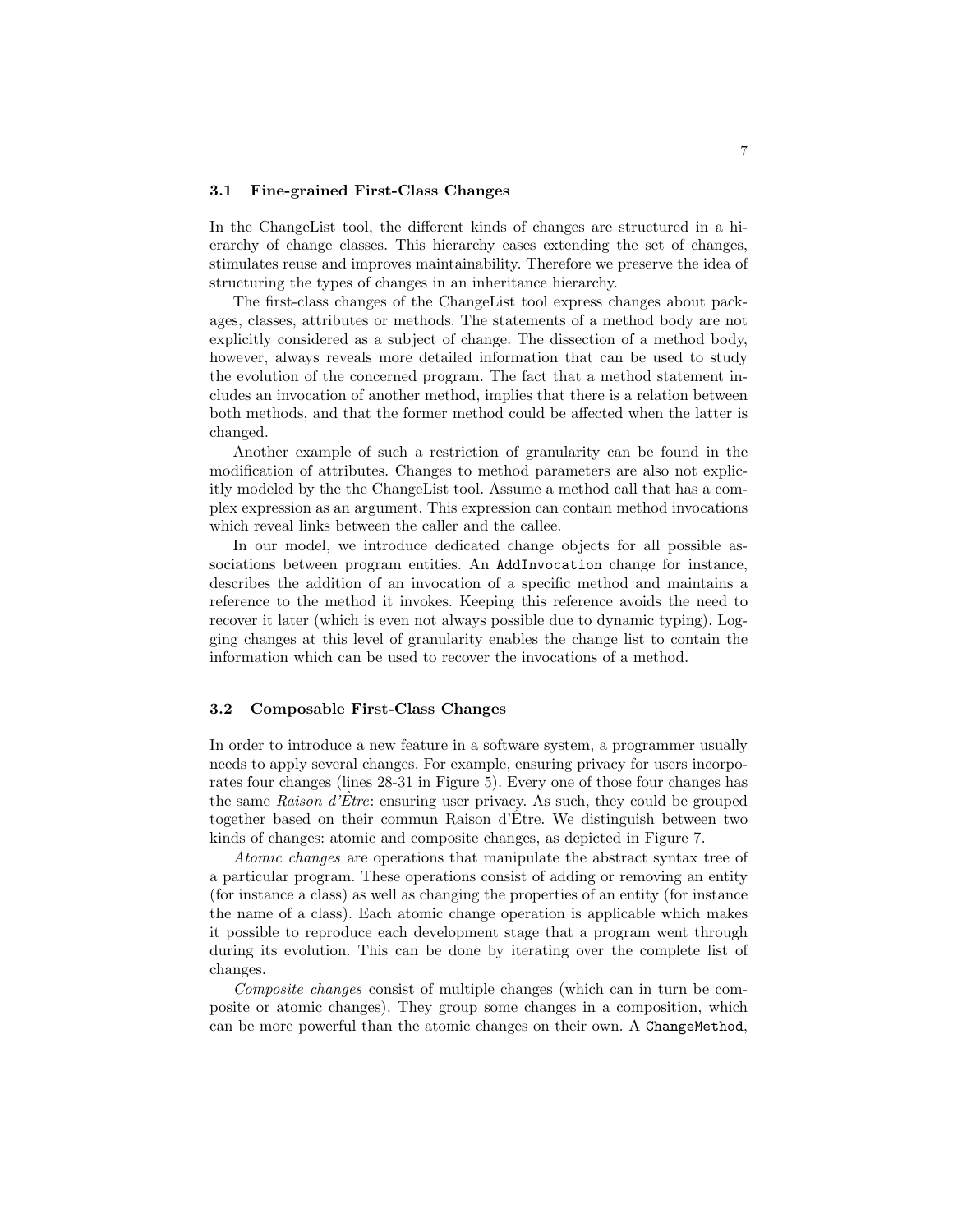### 3.1 Fine-grained First-Class Changes

In the ChangeList tool, the different kinds of changes are structured in a hierarchy of change classes. This hierarchy eases extending the set of changes, stimulates reuse and improves maintainability. Therefore we preserve the idea of structuring the types of changes in an inheritance hierarchy.

The first-class changes of the ChangeList tool express changes about packages, classes, attributes or methods. The statements of a method body are not explicitly considered as a subject of change. The dissection of a method body, however, always reveals more detailed information that can be used to study the evolution of the concerned program. The fact that a method statement includes an invocation of another method, implies that there is a relation between both methods, and that the former method could be affected when the latter is changed.

Another example of such a restriction of granularity can be found in the modification of attributes. Changes to method parameters are also not explicitly modeled by the the ChangeList tool. Assume a method call that has a complex expression as an argument. This expression can contain method invocations which reveal links between the caller and the callee.

In our model, we introduce dedicated change objects for all possible associations between program entities. An `AddInvocation` change for instance, describes the addition of an invocation of a specific method and maintains a reference to the method it invokes. Keeping this reference avoids the need to recover it later (which is even not always possible due to dynamic typing). Logging changes at this level of granularity enables the change list to contain the information which can be used to recover the invocations of a method.

### 3.2 Composable First-Class Changes

In order to introduce a new feature in a software system, a programmer usually needs to apply several changes. For example, ensuring privacy for users incorporates four changes (lines 28-31 in Figure 5). Every one of those four changes has the same *Raison d'Être*: ensuring user privacy. As such, they could be grouped together based on their commun Raison d'Être. We distinguish between two kinds of changes: atomic and composite changes, as depicted in Figure 7.

*Atomic changes* are operations that manipulate the abstract syntax tree of a particular program. These operations consist of adding or removing an entity (for instance a class) as well as changing the properties of an entity (for instance the name of a class). Each atomic change operation is applicable which makes it possible to reproduce each development stage that a program went through during its evolution. This can be done by iterating over the complete list of changes.

*Composite changes* consist of multiple changes (which can in turn be composite or atomic changes). They group some changes in a composition, which can be more powerful than the atomic changes on their own. A `ChangeMethod`,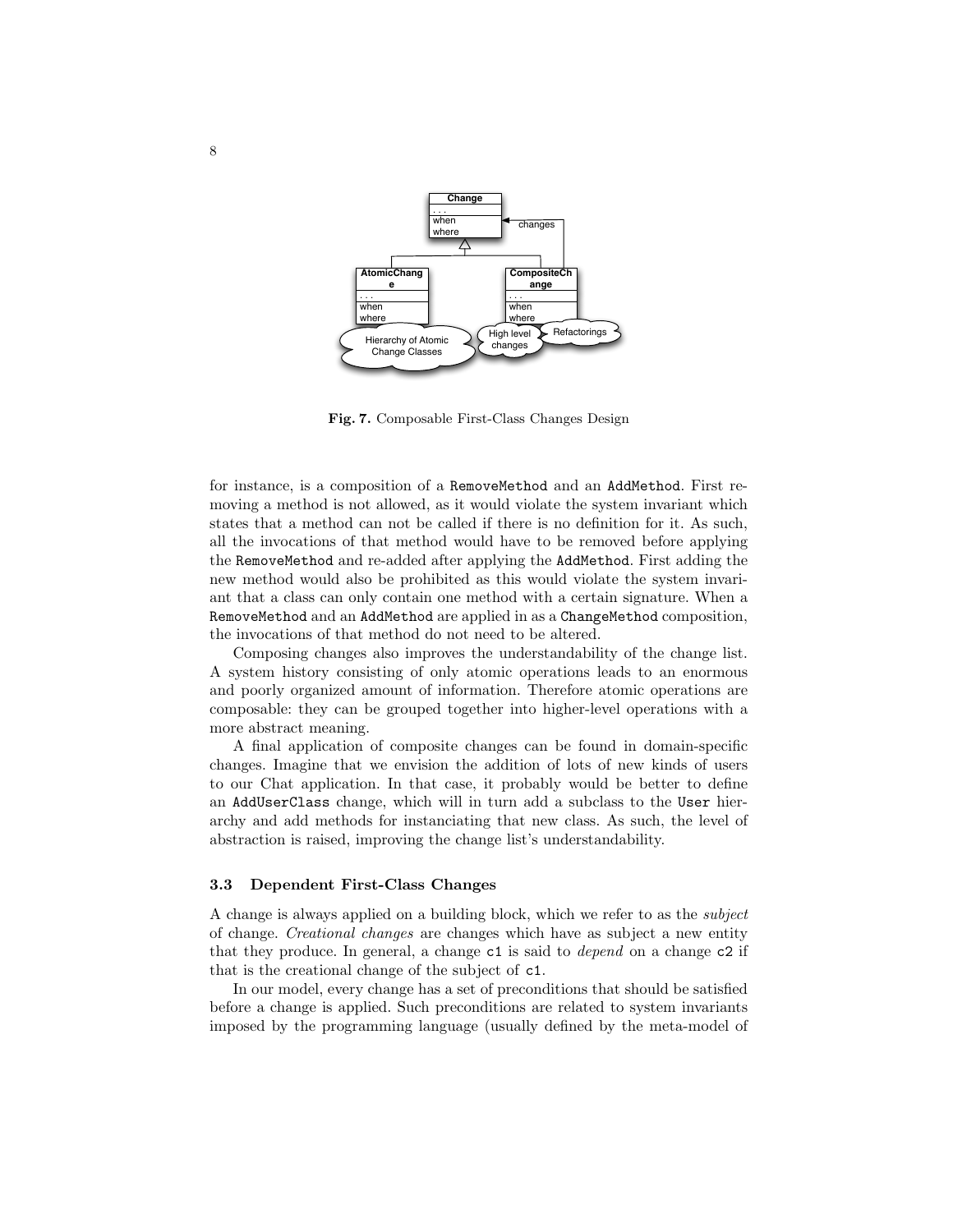Fig. 7. Composable First-Class Changes Design

for instance, is a composition of a RemoveMethod and an AddMethod. First removing a method is not allowed, as it would violate the system invariant which states that a method can not be called if there is no definition for it. As such, all the invocations of that method would have to be removed before applying the RemoveMethod and re-added after applying the AddMethod. First adding the new method would also be prohibited as this would violate the system invariant that a class can only contain one method with a certain signature. When a RemoveMethod and an AddMethod are applied in as a ChangeMethod composition, the invocations of that method do not need to be altered.

Composing changes also improves the understandability of the change list. A system history consisting of only atomic operations leads to an enormous and poorly organized amount of information. Therefore atomic operations are composable: they can be grouped together into higher-level operations with a more abstract meaning.

A final application of composite changes can be found in domain-specific changes. Imagine that we envision the addition of lots of new kinds of users to our Chat application. In that case, it probably would be better to define an AddUserClass change, which will in turn add a subclass to the User hierarchy and add methods for instanciating that new class. As such, the level of abstraction is raised, improving the change list's understandability.

### 3.3 Dependent First-Class Changes

A change is always applied on a building block, which we refer to as the *subject* of change. *Creational changes* are changes which have as subject a new entity that they produce. In general, a change c1 is said to *depend* on a change c2 if that is the creational change of the subject of c1.

In our model, every change has a set of preconditions that should be satisfied before a change is applied. Such preconditions are related to system invariants imposed by the programming language (usually defined by the meta-model of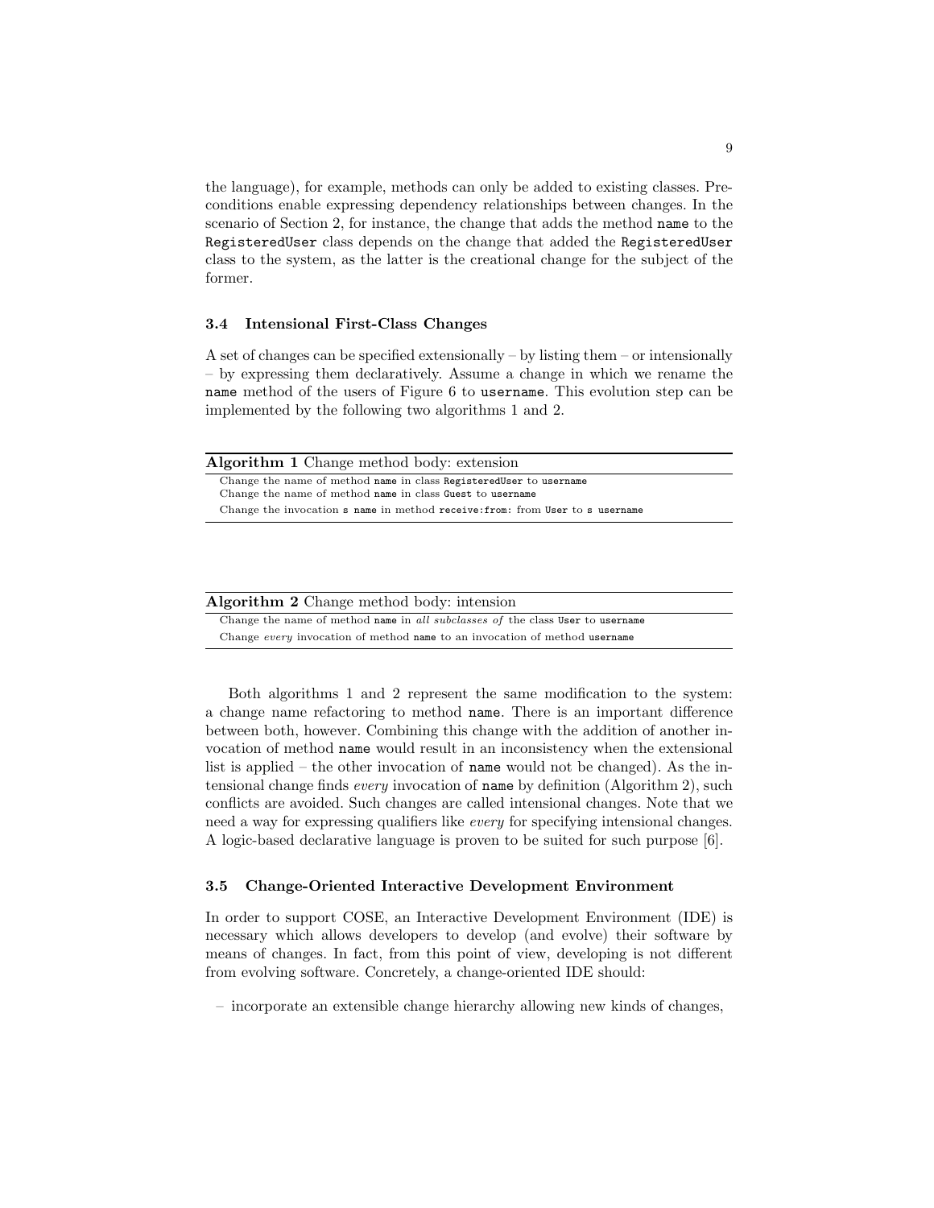the language), for example, methods can only be added to existing classes. Preconditions enable expressing dependency relationships between changes. In the scenario of Section 2, for instance, the change that adds the method `name` to the `RegisteredUser` class depends on the change that added the `RegisteredUser` class to the system, as the latter is the creational change for the subject of the former.

### 3.4 Intensional First-Class Changes

A set of changes can be specified extensionally – by listing them – or intensionally – by expressing them declaratively. Assume a change in which we rename the `name` method of the users of Figure 6 to `username`. This evolution step can be implemented by the following two algorithms 1 and 2.

**Algorithm 1** Change method body: extension

Change the name of method `name` in class `RegisteredUser` to `username`
Change the name of method `name` in class `Guest` to `username`
Change the invocation `s name` in method `receive:from:` from `User` to `s username`

**Algorithm 2** Change method body: intension

Change the name of method `name` in *all subclasses of* the class `User` to `username`
Change *every* invocation of method `name` to an invocation of method `username`

Both algorithms 1 and 2 represent the same modification to the system: a change name refactoring to method `name`. There is an important difference between both, however. Combining this change with the addition of another invocation of method `name` would result in an inconsistency when the extensional list is applied – the other invocation of `name` would not be changed). As the intensional change finds *every* invocation of `name` by definition (Algorithm 2), such conflicts are avoided. Such changes are called intensional changes. Note that we need a way for expressing qualifiers like *every* for specifying intensional changes. A logic-based declarative language is proven to be suited for such purpose [6].

### 3.5 Change-Oriented Interactive Development Environment

In order to support COSE, an Interactive Development Environment (IDE) is necessary which allows developers to develop (and evolve) their software by means of changes. In fact, from this point of view, developing is not different from evolving software. Concretely, a change-oriented IDE should:

– incorporate an extensible change hierarchy allowing new kinds of changes,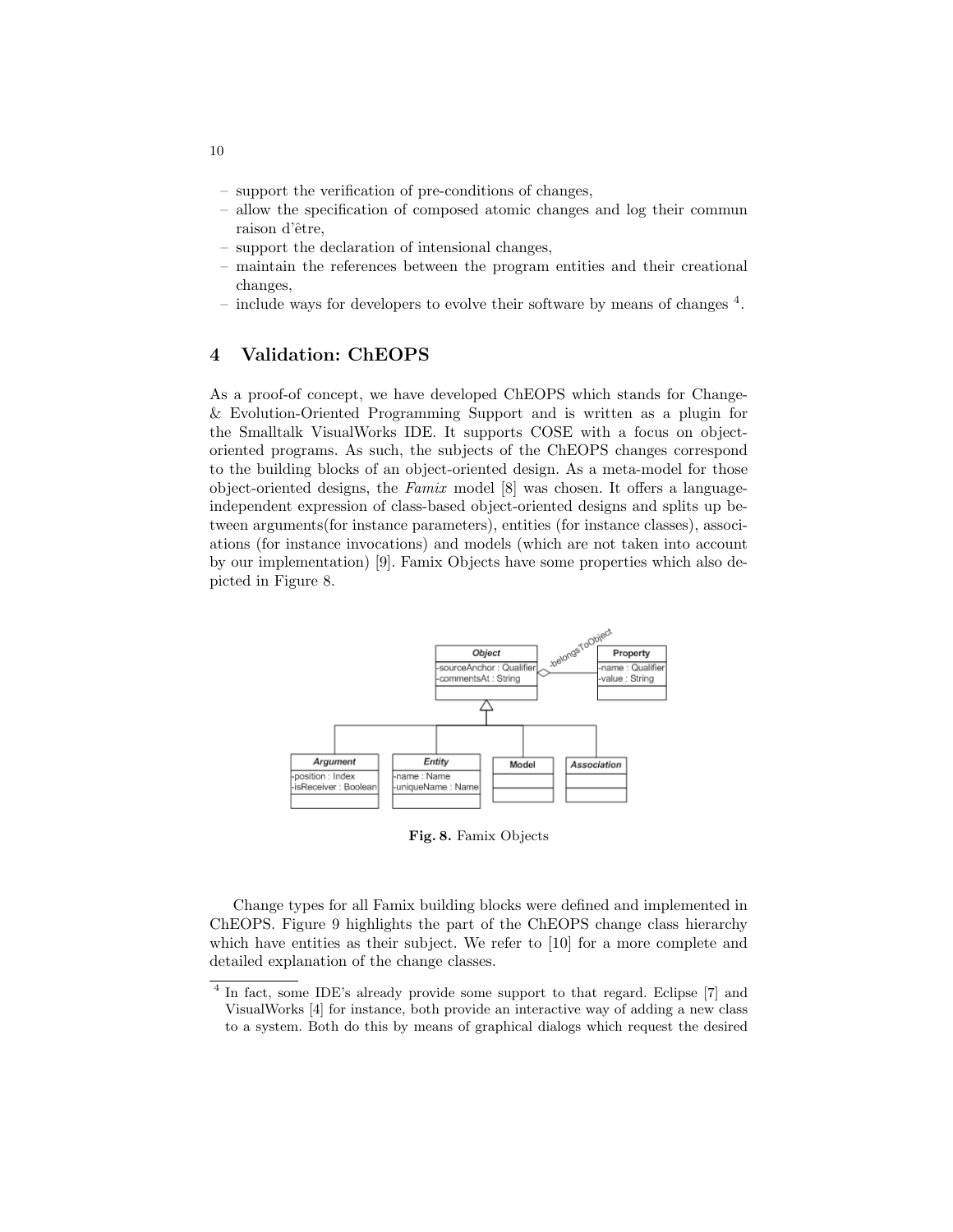– support the verification of pre-conditions of changes,
– allow the specification of composed atomic changes and log their commun raison d'être,
– support the declaration of intensional changes,
– maintain the references between the program entities and their creational changes,
– include ways for developers to evolve their software by means of changes [4].

## 4 Validation: ChEOPS

As a proof-of concept, we have developed ChEOPS which stands for Change- & Evolution-Oriented Programming Support and is written as a plugin for the Smalltalk VisualWorks IDE. It supports COSE with a focus on object-oriented programs. As such, the subjects of the ChEOPS changes correspond to the building blocks of an object-oriented design. As a meta-model for those object-oriented designs, the *Famix* model [8] was chosen. It offers a language-independent expression of class-based object-oriented designs and splits up between arguments(for instance parameters), entities (for instance classes), associations (for instance invocations) and models (which are not taken into account by our implementation) [9]. Famix Objects have some properties which also depicted in Figure 8.

**Fig. 8.** Famix Objects

Change types for all Famix building blocks were defined and implemented in ChEOPS. Figure 9 highlights the part of the ChEOPS change class hierarchy which have entities as their subject. We refer to [10] for a more complete and detailed explanation of the change classes.

[4] In fact, some IDE's already provide some support to that regard. Eclipse [7] and VisualWorks [4] for instance, both provide an interactive way of adding a new class to a system. Both do this by means of graphical dialogs which request the desired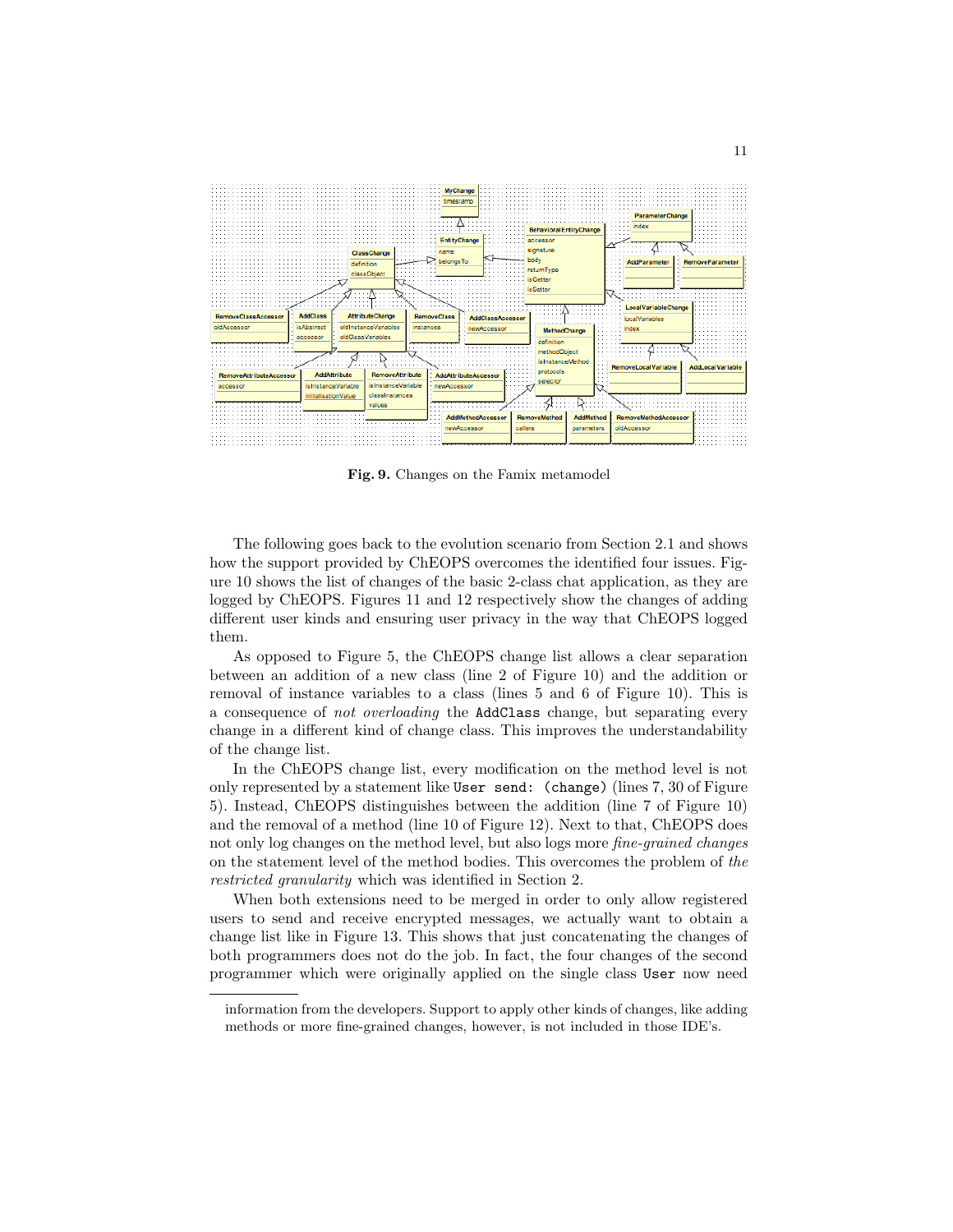**Fig. 9.** Changes on the Famix metamodel

The following goes back to the evolution scenario from Section 2.1 and shows how the support provided by ChEOPS overcomes the identified four issues. Figure 10 shows the list of changes of the basic 2-class chat application, as they are logged by ChEOPS. Figures 11 and 12 respectively show the changes of adding different user kinds and ensuring user privacy in the way that ChEOPS logged them.

As opposed to Figure 5, the ChEOPS change list allows a clear separation between an addition of a new class (line 2 of Figure 10) and the addition or removal of instance variables to a class (lines 5 and 6 of Figure 10). This is a consequence of *not overloading* the `AddClass` change, but separating every change in a different kind of change class. This improves the understandability of the change list.

In the ChEOPS change list, every modification on the method level is not only represented by a statement like `User send: (change)` (lines 7, 30 of Figure 5). Instead, ChEOPS distinguishes between the addition (line 7 of Figure 10) and the removal of a method (line 10 of Figure 12). Next to that, ChEOPS does not only log changes on the method level, but also logs more *fine-grained changes* on the statement level of the method bodies. This overcomes the problem of *the restricted granularity* which was identified in Section 2.

When both extensions need to be merged in order to only allow registered users to send and receive encrypted messages, we actually want to obtain a change list like in Figure 13. This shows that just concatenating the changes of both programmers does not do the job. In fact, the four changes of the second programmer which were originally applied on the single class `User` now need

information from the developers. Support to apply other kinds of changes, like adding methods or more fine-grained changes, however, is not included in those IDE's.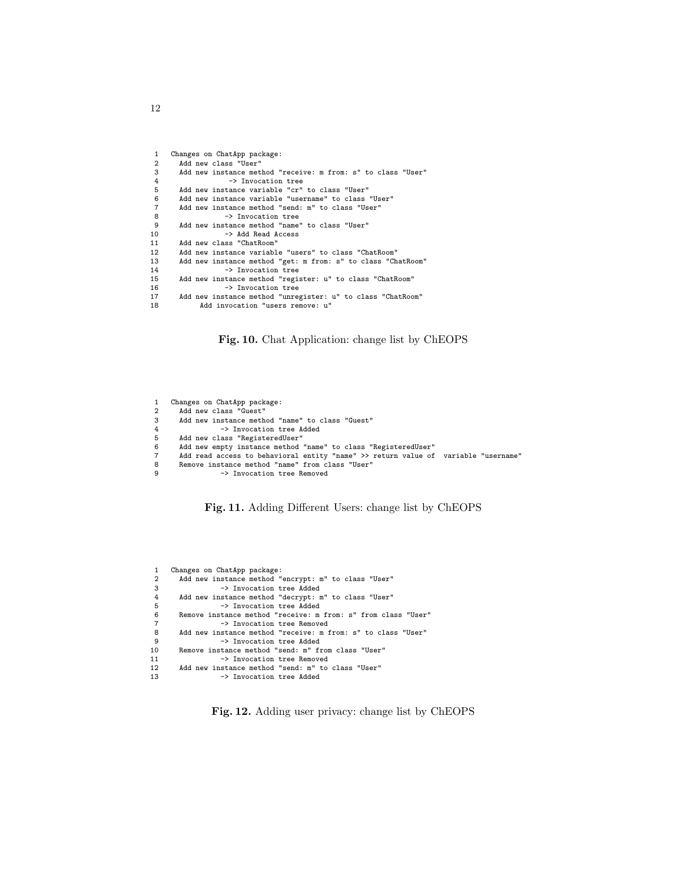```
1   Changes on ChatApp package:
2     Add new class "User"
3     Add new instance method "receive: m from: s" to class "User"
4                 -> Invocation tree
5     Add new instance variable "cr" to class "User"
6     Add new instance variable "username" to class "User"
7     Add new instance method "send: m" to class "User"
8               -> Invocation tree
9     Add new instance method "name" to class "User"
10              -> Add Read Access
11    Add new class "ChatRoom"
12    Add new instance variable "users" to class "ChatRoom"
13    Add new instance method "get: m from: s" to class "ChatRoom"
14              -> Invocation tree
15    Add new instance method "register: u" to class "ChatRoom"
16              -> Invocation tree
17    Add new instance method "unregister: u" to class "ChatRoom"
18         Add invocation "users remove: u"
```

**Fig. 10.** Chat Application: change list by ChEOPS

```
1   Changes on ChatApp package:
2     Add new class "Guest"
3     Add new instance method "name" to class "Guest"
4              -> Invocation tree Added
5     Add new class "RegisteredUser"
6     Add new empty instance method "name" to class "RegisteredUser"
7     Add read access to behavioral entity "name" >> return value of  variable "username"
8     Remove instance method "name" from class "User"
9              -> Invocation tree Removed
```

**Fig. 11.** Adding Different Users: change list by ChEOPS

```
1   Changes on ChatApp package:
2     Add new instance method "encrypt: m" to class "User"
3              -> Invocation tree Added
4     Add new instance method "decrypt: m" to class "User"
5              -> Invocation tree Added
6     Remove instance method "receive: m from: s" from class "User"
7              -> Invocation tree Removed
8     Add new instance method "receive: m from: s" to class "User"
9              -> Invocation tree Added
10    Remove instance method "send: m" from class "User"
11             -> Invocation tree Removed
12    Add new instance method "send: m" to class "User"
13             -> Invocation tree Added
```

**Fig. 12.** Adding user privacy: change list by ChEOPS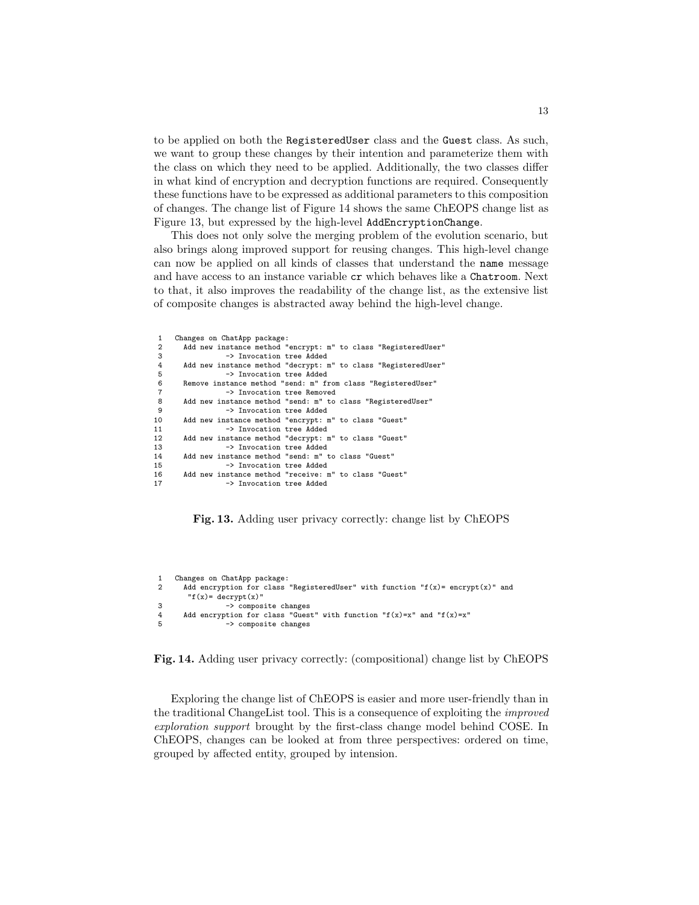to be applied on both the `RegisteredUser` class and the `Guest` class. As such, we want to group these changes by their intention and parameterize them with the class on which they need to be applied. Additionally, the two classes differ in what kind of encryption and decryption functions are required. Consequently these functions have to be expressed as additional parameters to this composition of changes. The change list of Figure 14 shows the same ChEOPS change list as Figure 13, but expressed by the high-level `AddEncryptionChange`.

This does not only solve the merging problem of the evolution scenario, but also brings along improved support for reusing changes. This high-level change can now be applied on all kinds of classes that understand the `name` message and have access to an instance variable `cr` which behaves like a `Chatroom`. Next to that, it also improves the readability of the change list, as the extensive list of composite changes is abstracted away behind the high-level change.

```
1   Changes on ChatApp package:
2     Add new instance method "encrypt: m" to class "RegisteredUser"
3               -> Invocation tree Added
4     Add new instance method "decrypt: m" to class "RegisteredUser"
5               -> Invocation tree Added
6     Remove instance method "send: m" from class "RegisteredUser"
7               -> Invocation tree Removed
8     Add new instance method "send: m" to class "RegisteredUser"
9               -> Invocation tree Added
10    Add new instance method "encrypt: m" to class "Guest"
11              -> Invocation tree Added
12    Add new instance method "decrypt: m" to class "Guest"
13              -> Invocation tree Added
14    Add new instance method "send: m" to class "Guest"
15              -> Invocation tree Added
16    Add new instance method "receive: m" to class "Guest"
17              -> Invocation tree Added
```

**Fig. 13.** Adding user privacy correctly: change list by ChEOPS

```
1   Changes on ChatApp package:
2     Add encryption for class "RegisteredUser" with function "f(x)= encrypt(x)" and
       "f(x)= decrypt(x)"
3               -> composite changes
4     Add encryption for class "Guest" with function "f(x)=x" and "f(x)=x"
5               -> composite changes
```

**Fig. 14.** Adding user privacy correctly: (compositional) change list by ChEOPS

Exploring the change list of ChEOPS is easier and more user-friendly than in the traditional ChangeList tool. This is a consequence of exploiting the *improved exploration support* brought by the first-class change model behind COSE. In ChEOPS, changes can be looked at from three perspectives: ordered on time, grouped by affected entity, grouped by intension.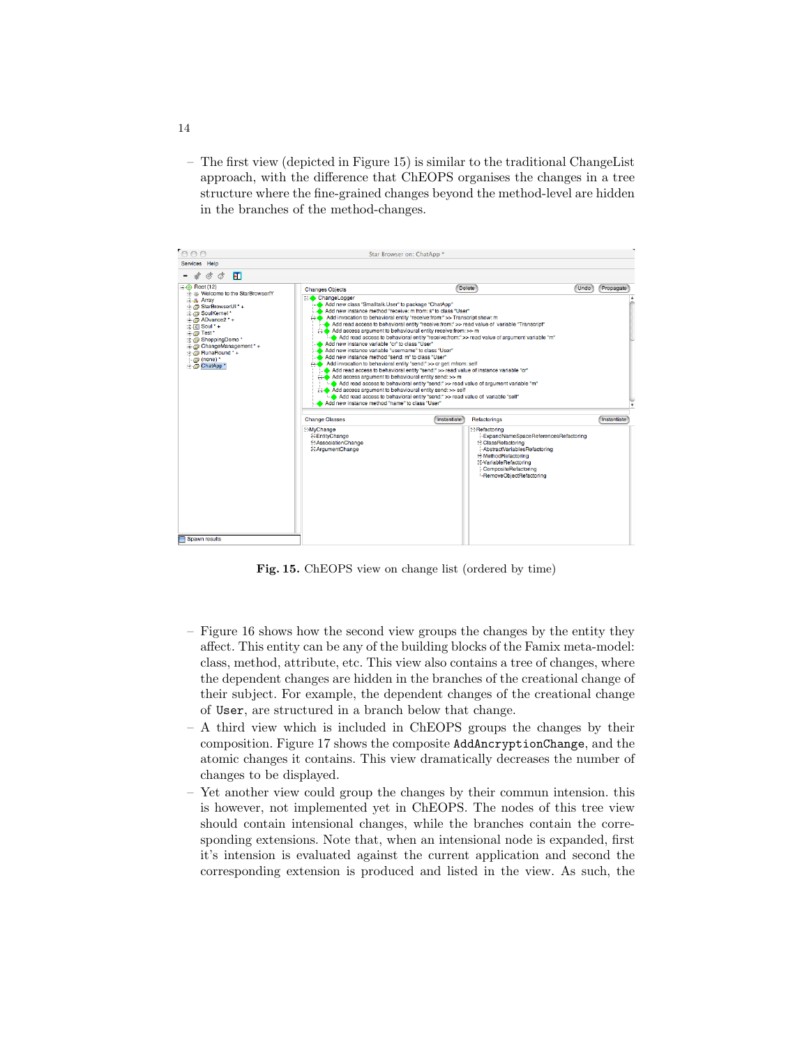– The first view (depicted in Figure 15) is similar to the traditional ChangeList approach, with the difference that ChEOPS organises the changes in a tree structure where the fine-grained changes beyond the method-level are hidden in the branches of the method-changes.

**Fig. 15.** ChEOPS view on change list (ordered by time)

– Figure 16 shows how the second view groups the changes by the entity they affect. This entity can be any of the building blocks of the Famix meta-model: class, method, attribute, etc. This view also contains a tree of changes, where the dependent changes are hidden in the branches of the creational change of their subject. For example, the dependent changes of the creational change of `User`, are structured in a branch below that change.

– A third view which is included in ChEOPS groups the changes by their composition. Figure 17 shows the composite `AddAncryptionChange`, and the atomic changes it contains. This view dramatically decreases the number of changes to be displayed.

– Yet another view could group the changes by their commun intension. this is however, not implemented yet in ChEOPS. The nodes of this tree view should contain intensional changes, while the branches contain the corresponding extensions. Note that, when an intensional node is expanded, first it's intension is evaluated against the current application and second the corresponding extension is produced and listed in the view. As such, the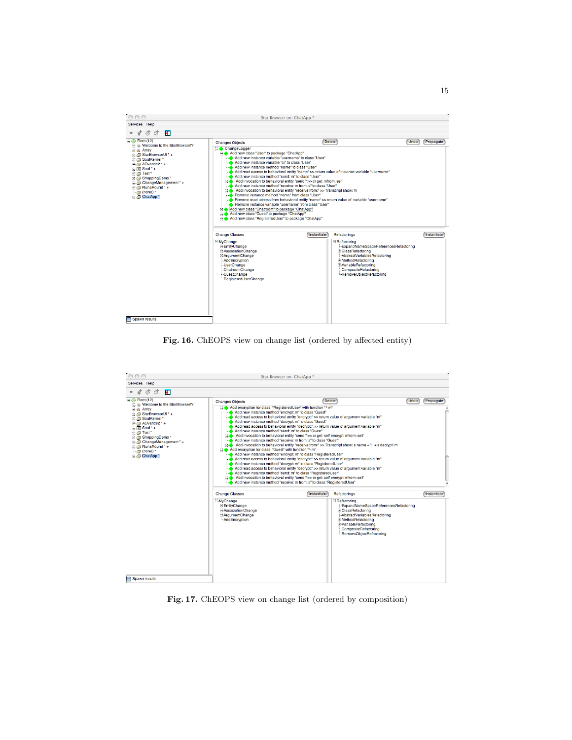Fig. 16. ChEOPS view on change list (ordered by affected entity)

Fig. 17. ChEOPS view on change list (ordered by composition)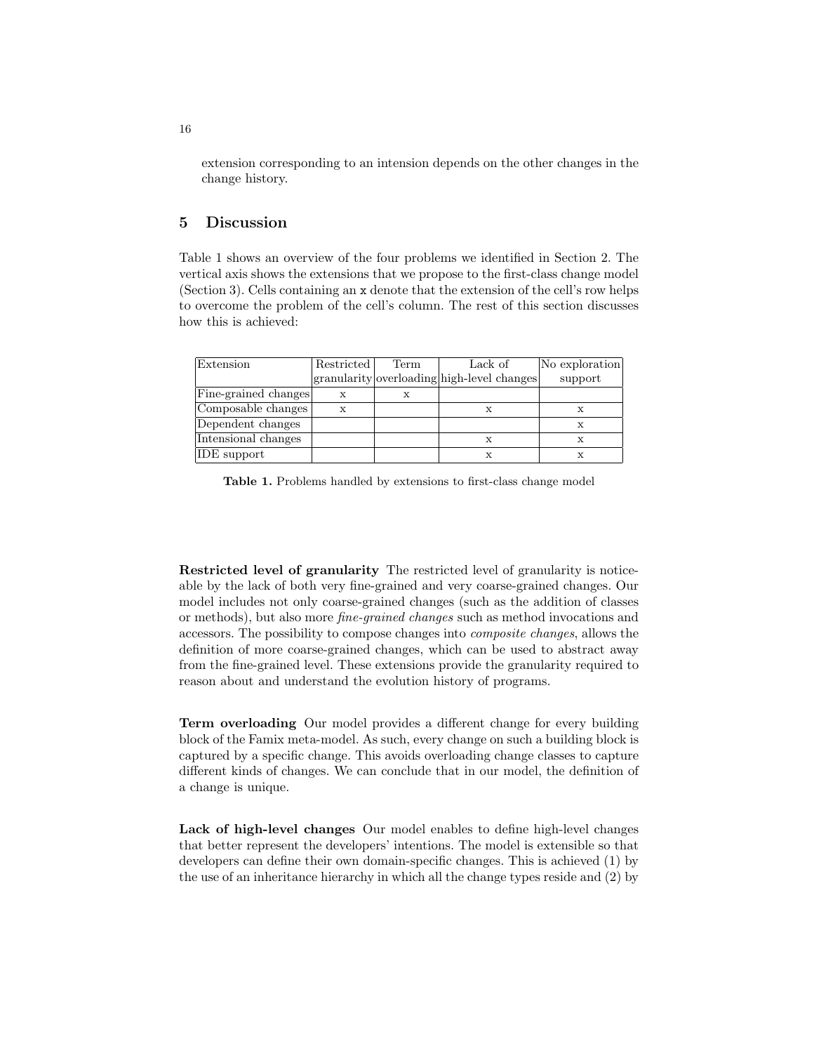extension corresponding to an intension depends on the other changes in the change history.

## 5 Discussion

Table 1 shows an overview of the four problems we identified in Section 2. The vertical axis shows the extensions that we propose to the first-class change model (Section 3). Cells containing an x denote that the extension of the cell's row helps to overcome the problem of the cell's column. The rest of this section discusses how this is achieved:

| Extension | Restricted granularity | Term overloading | Lack of high-level changes | No exploration support |
|---|---|---|---|---|
| Fine-grained changes | x | x | | |
| Composable changes | x | | x | x |
| Dependent changes | | | | x |
| Intensional changes | | | x | x |
| IDE support | | | x | x |

**Table 1.** Problems handled by extensions to first-class change model

**Restricted level of granularity** The restricted level of granularity is noticeable by the lack of both very fine-grained and very coarse-grained changes. Our model includes not only coarse-grained changes (such as the addition of classes or methods), but also more *fine-grained changes* such as method invocations and accessors. The possibility to compose changes into *composite changes*, allows the definition of more coarse-grained changes, which can be used to abstract away from the fine-grained level. These extensions provide the granularity required to reason about and understand the evolution history of programs.

**Term overloading** Our model provides a different change for every building block of the Famix meta-model. As such, every change on such a building block is captured by a specific change. This avoids overloading change classes to capture different kinds of changes. We can conclude that in our model, the definition of a change is unique.

**Lack of high-level changes** Our model enables to define high-level changes that better represent the developers' intentions. The model is extensible so that developers can define their own domain-specific changes. This is achieved (1) by the use of an inheritance hierarchy in which all the change types reside and (2) by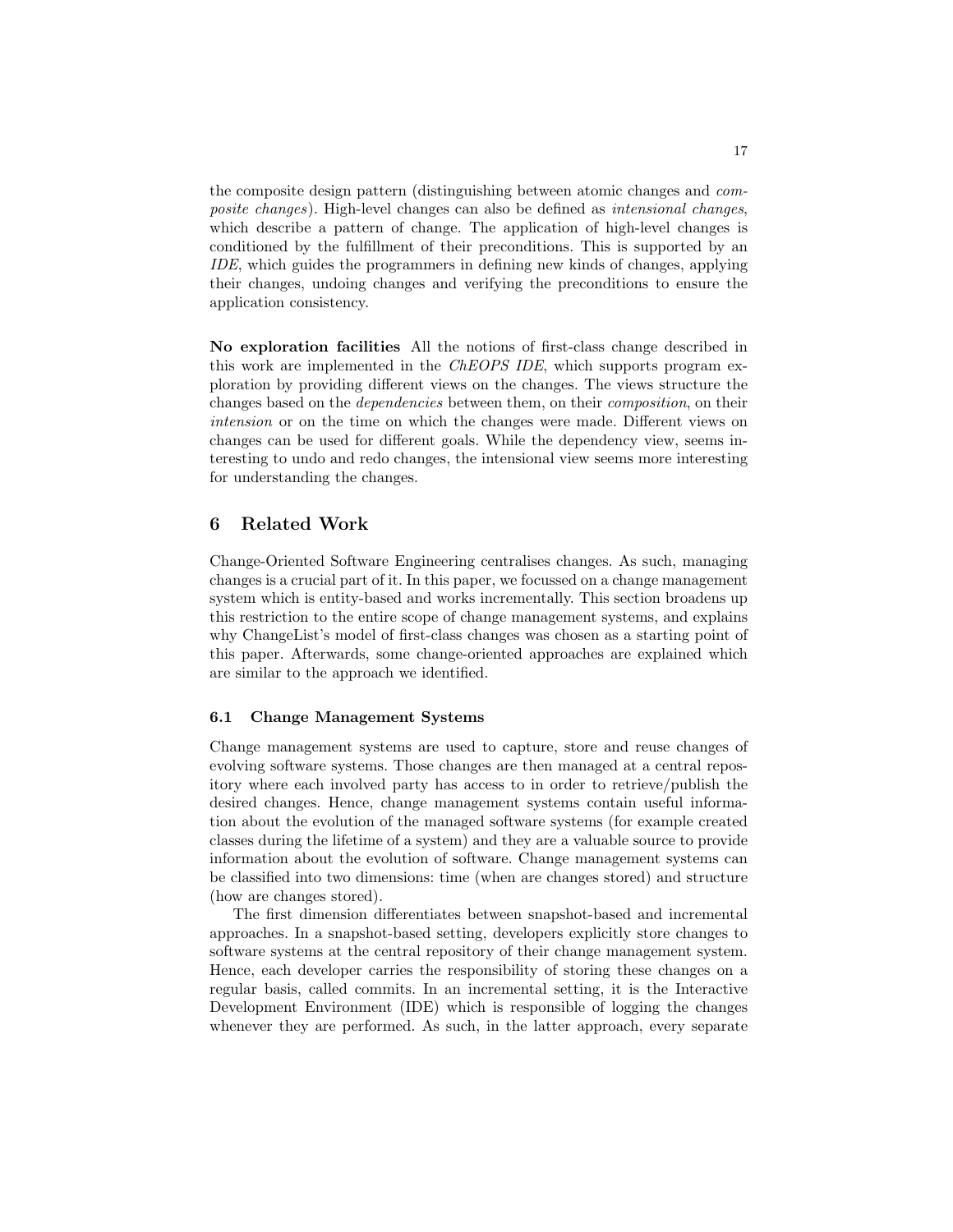the composite design pattern (distinguishing between atomic changes and *composite changes*). High-level changes can also be defined as *intensional changes*, which describe a pattern of change. The application of high-level changes is conditioned by the fulfillment of their preconditions. This is supported by an *IDE*, which guides the programmers in defining new kinds of changes, applying their changes, undoing changes and verifying the preconditions to ensure the application consistency.

**No exploration facilities** All the notions of first-class change described in this work are implemented in the *ChEOPS IDE*, which supports program exploration by providing different views on the changes. The views structure the changes based on the *dependencies* between them, on their *composition*, on their *intension* or on the time on which the changes were made. Different views on changes can be used for different goals. While the dependency view, seems interesting to undo and redo changes, the intensional view seems more interesting for understanding the changes.

## 6 Related Work

Change-Oriented Software Engineering centralises changes. As such, managing changes is a crucial part of it. In this paper, we focussed on a change management system which is entity-based and works incrementally. This section broadens up this restriction to the entire scope of change management systems, and explains why ChangeList's model of first-class changes was chosen as a starting point of this paper. Afterwards, some change-oriented approaches are explained which are similar to the approach we identified.

### 6.1 Change Management Systems

Change management systems are used to capture, store and reuse changes of evolving software systems. Those changes are then managed at a central repository where each involved party has access to in order to retrieve/publish the desired changes. Hence, change management systems contain useful information about the evolution of the managed software systems (for example created classes during the lifetime of a system) and they are a valuable source to provide information about the evolution of software. Change management systems can be classified into two dimensions: time (when are changes stored) and structure (how are changes stored).

The first dimension differentiates between snapshot-based and incremental approaches. In a snapshot-based setting, developers explicitly store changes to software systems at the central repository of their change management system. Hence, each developer carries the responsibility of storing these changes on a regular basis, called commits. In an incremental setting, it is the Interactive Development Environment (IDE) which is responsible of logging the changes whenever they are performed. As such, in the latter approach, every separate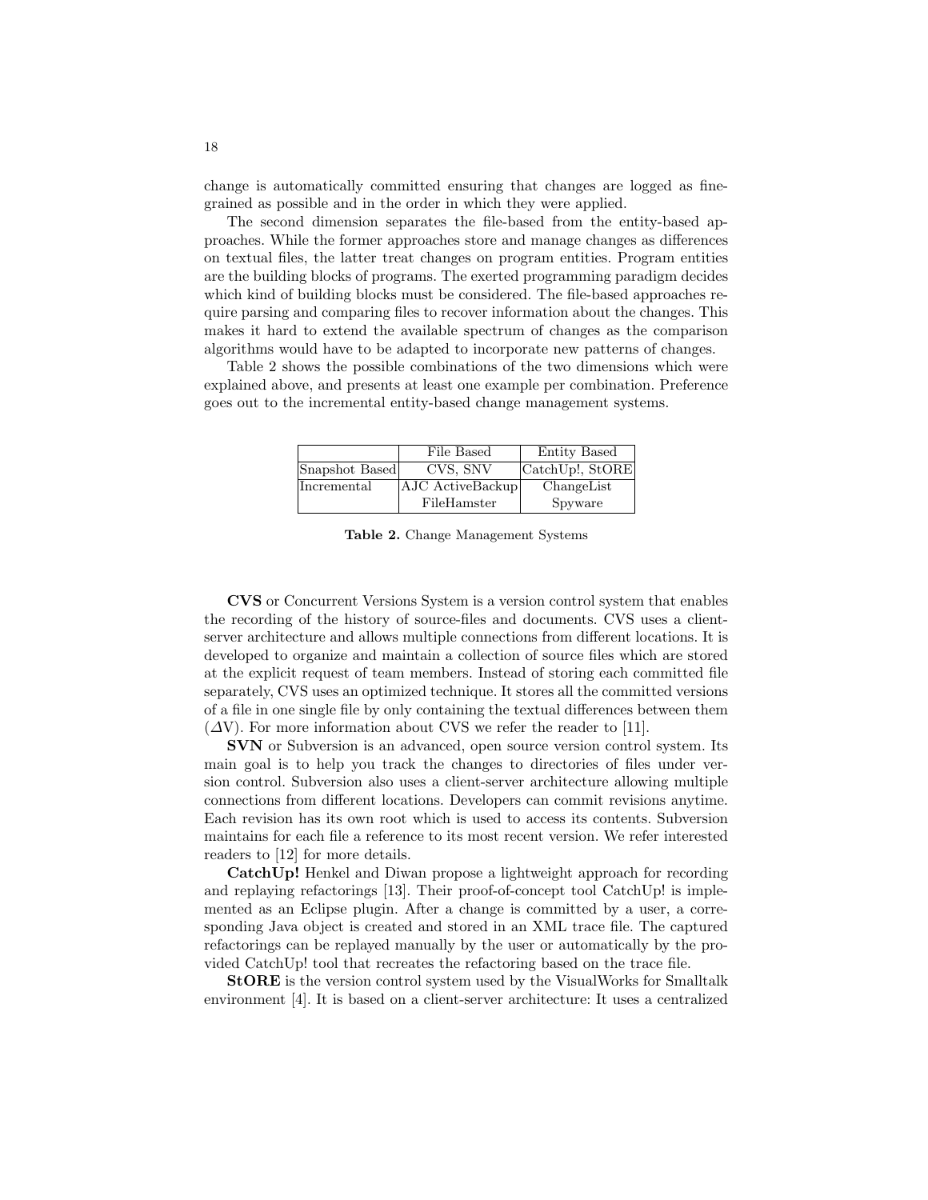change is automatically committed ensuring that changes are logged as fine-grained as possible and in the order in which they were applied.

The second dimension separates the file-based from the entity-based approaches. While the former approaches store and manage changes as differences on textual files, the latter treat changes on program entities. Program entities are the building blocks of programs. The exerted programming paradigm decides which kind of building blocks must be considered. The file-based approaches require parsing and comparing files to recover information about the changes. This makes it hard to extend the available spectrum of changes as the comparison algorithms would have to be adapted to incorporate new patterns of changes.

Table 2 shows the possible combinations of the two dimensions which were explained above, and presents at least one example per combination. Preference goes out to the incremental entity-based change management systems.

| | File Based | Entity Based |
|---|---|---|
| Snapshot Based | CVS, SNV | CatchUp!, StORE |
| Incremental | AJC ActiveBackup<br>FileHamster | ChangeList<br>Spyware |

**Table 2.** Change Management Systems

**CVS** or Concurrent Versions System is a version control system that enables the recording of the history of source-files and documents. CVS uses a client-server architecture and allows multiple connections from different locations. It is developed to organize and maintain a collection of source files which are stored at the explicit request of team members. Instead of storing each committed file separately, CVS uses an optimized technique. It stores all the committed versions of a file in one single file by only containing the textual differences between them ($\Delta$V). For more information about CVS we refer the reader to [11].

**SVN** or Subversion is an advanced, open source version control system. Its main goal is to help you track the changes to directories of files under version control. Subversion also uses a client-server architecture allowing multiple connections from different locations. Developers can commit revisions anytime. Each revision has its own root which is used to access its contents. Subversion maintains for each file a reference to its most recent version. We refer interested readers to [12] for more details.

**CatchUp!** Henkel and Diwan propose a lightweight approach for recording and replaying refactorings [13]. Their proof-of-concept tool CatchUp! is implemented as an Eclipse plugin. After a change is committed by a user, a corresponding Java object is created and stored in an XML trace file. The captured refactorings can be replayed manually by the user or automatically by the provided CatchUp! tool that recreates the refactoring based on the trace file.

**StORE** is the version control system used by the VisualWorks for Smalltalk environment [4]. It is based on a client-server architecture: It uses a centralized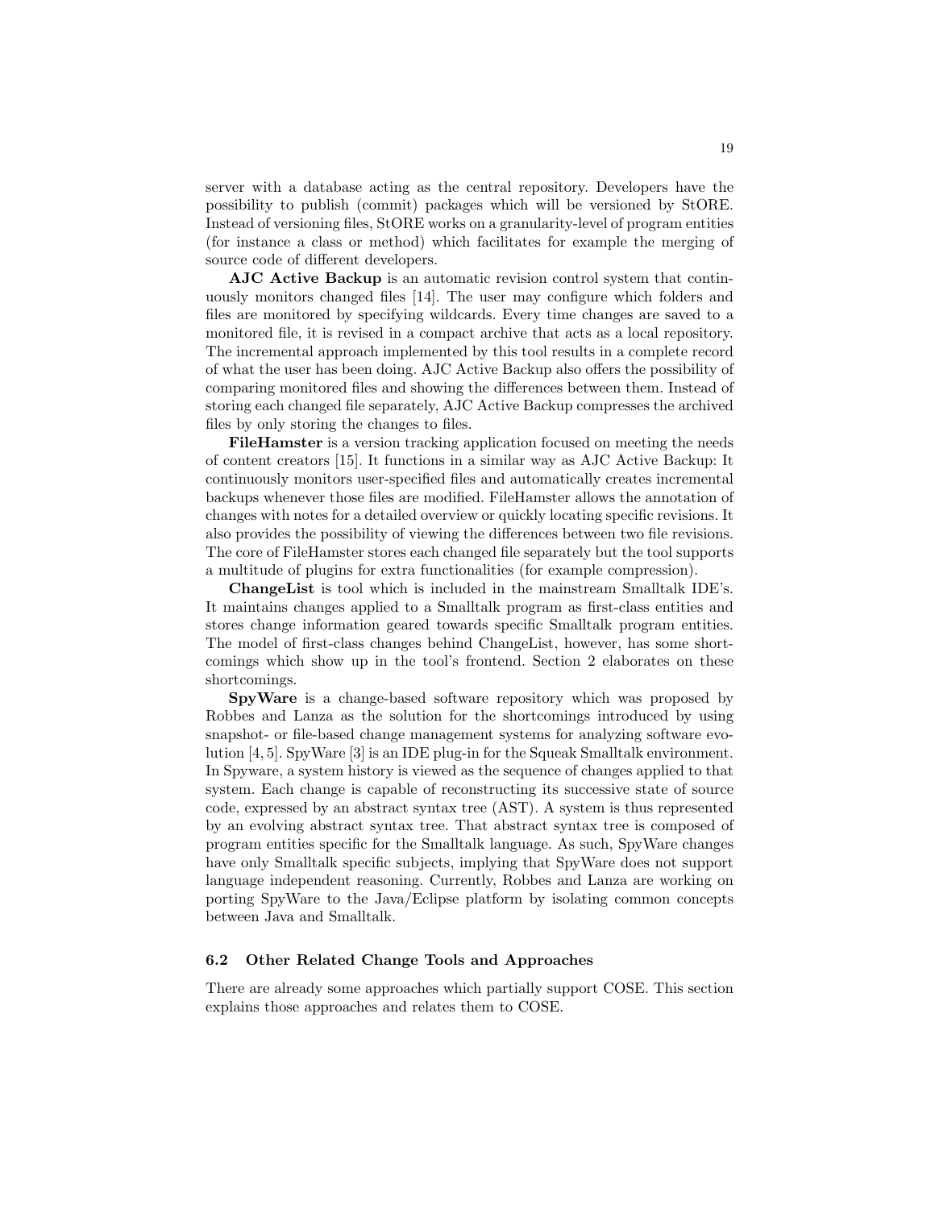server with a database acting as the central repository. Developers have the possibility to publish (commit) packages which will be versioned by StORE. Instead of versioning files, StORE works on a granularity-level of program entities (for instance a class or method) which facilitates for example the merging of source code of different developers.

**AJC Active Backup** is an automatic revision control system that continuously monitors changed files [14]. The user may configure which folders and files are monitored by specifying wildcards. Every time changes are saved to a monitored file, it is revised in a compact archive that acts as a local repository. The incremental approach implemented by this tool results in a complete record of what the user has been doing. AJC Active Backup also offers the possibility of comparing monitored files and showing the differences between them. Instead of storing each changed file separately, AJC Active Backup compresses the archived files by only storing the changes to files.

**FileHamster** is a version tracking application focused on meeting the needs of content creators [15]. It functions in a similar way as AJC Active Backup: It continuously monitors user-specified files and automatically creates incremental backups whenever those files are modified. FileHamster allows the annotation of changes with notes for a detailed overview or quickly locating specific revisions. It also provides the possibility of viewing the differences between two file revisions. The core of FileHamster stores each changed file separately but the tool supports a multitude of plugins for extra functionalities (for example compression).

**ChangeList** is tool which is included in the mainstream Smalltalk IDE's. It maintains changes applied to a Smalltalk program as first-class entities and stores change information geared towards specific Smalltalk program entities. The model of first-class changes behind ChangeList, however, has some shortcomings which show up in the tool's frontend. Section 2 elaborates on these shortcomings.

**SpyWare** is a change-based software repository which was proposed by Robbes and Lanza as the solution for the shortcomings introduced by using snapshot- or file-based change management systems for analyzing software evolution [4, 5]. SpyWare [3] is an IDE plug-in for the Squeak Smalltalk environment. In Spyware, a system history is viewed as the sequence of changes applied to that system. Each change is capable of reconstructing its successive state of source code, expressed by an abstract syntax tree (AST). A system is thus represented by an evolving abstract syntax tree. That abstract syntax tree is composed of program entities specific for the Smalltalk language. As such, SpyWare changes have only Smalltalk specific subjects, implying that SpyWare does not support language independent reasoning. Currently, Robbes and Lanza are working on porting SpyWare to the Java/Eclipse platform by isolating common concepts between Java and Smalltalk.

### 6.2 Other Related Change Tools and Approaches

There are already some approaches which partially support COSE. This section explains those approaches and relates them to COSE.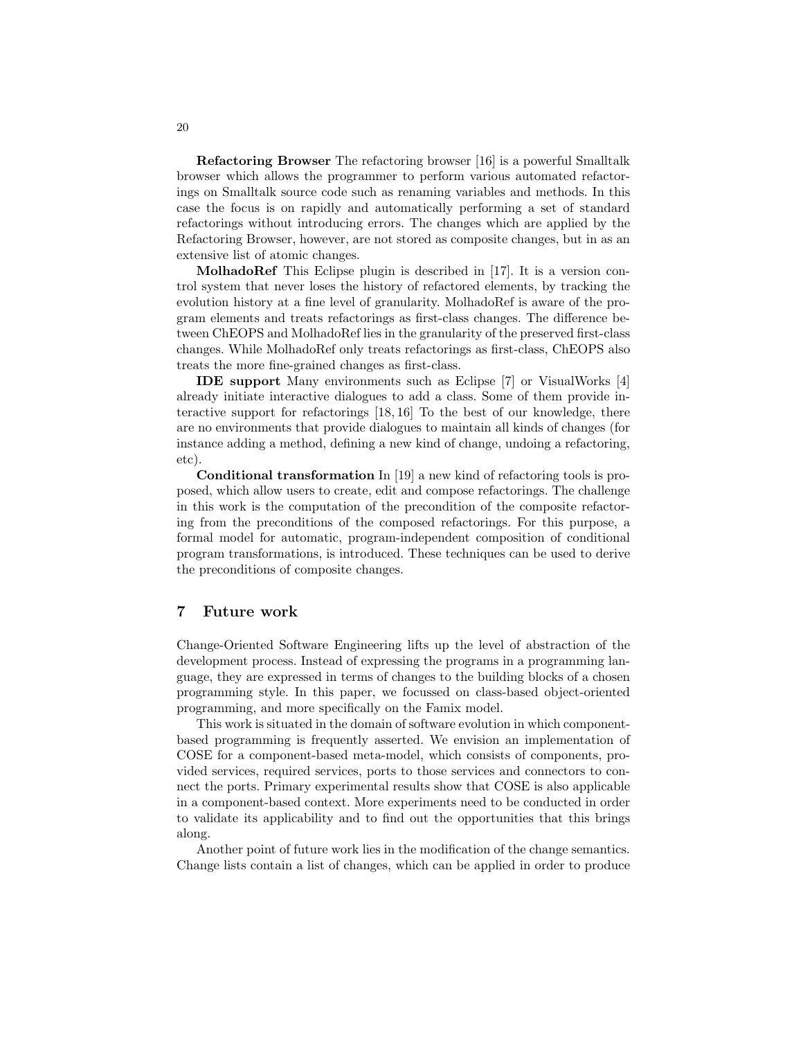**Refactoring Browser** The refactoring browser [16] is a powerful Smalltalk browser which allows the programmer to perform various automated refactorings on Smalltalk source code such as renaming variables and methods. In this case the focus is on rapidly and automatically performing a set of standard refactorings without introducing errors. The changes which are applied by the Refactoring Browser, however, are not stored as composite changes, but in as an extensive list of atomic changes.

**MolhadoRef** This Eclipse plugin is described in [17]. It is a version control system that never loses the history of refactored elements, by tracking the evolution history at a fine level of granularity. MolhadoRef is aware of the program elements and treats refactorings as first-class changes. The difference between ChEOPS and MolhadoRef lies in the granularity of the preserved first-class changes. While MolhadoRef only treats refactorings as first-class, ChEOPS also treats the more fine-grained changes as first-class.

**IDE support** Many environments such as Eclipse [7] or VisualWorks [4] already initiate interactive dialogues to add a class. Some of them provide interactive support for refactorings [18, 16] To the best of our knowledge, there are no environments that provide dialogues to maintain all kinds of changes (for instance adding a method, defining a new kind of change, undoing a refactoring, etc).

**Conditional transformation** In [19] a new kind of refactoring tools is proposed, which allow users to create, edit and compose refactorings. The challenge in this work is the computation of the precondition of the composite refactoring from the preconditions of the composed refactorings. For this purpose, a formal model for automatic, program-independent composition of conditional program transformations, is introduced. These techniques can be used to derive the preconditions of composite changes.

## 7 Future work

Change-Oriented Software Engineering lifts up the level of abstraction of the development process. Instead of expressing the programs in a programming language, they are expressed in terms of changes to the building blocks of a chosen programming style. In this paper, we focussed on class-based object-oriented programming, and more specifically on the Famix model.

This work is situated in the domain of software evolution in which component-based programming is frequently asserted. We envision an implementation of COSE for a component-based meta-model, which consists of components, provided services, required services, ports to those services and connectors to connect the ports. Primary experimental results show that COSE is also applicable in a component-based context. More experiments need to be conducted in order to validate its applicability and to find out the opportunities that this brings along.

Another point of future work lies in the modification of the change semantics. Change lists contain a list of changes, which can be applied in order to produce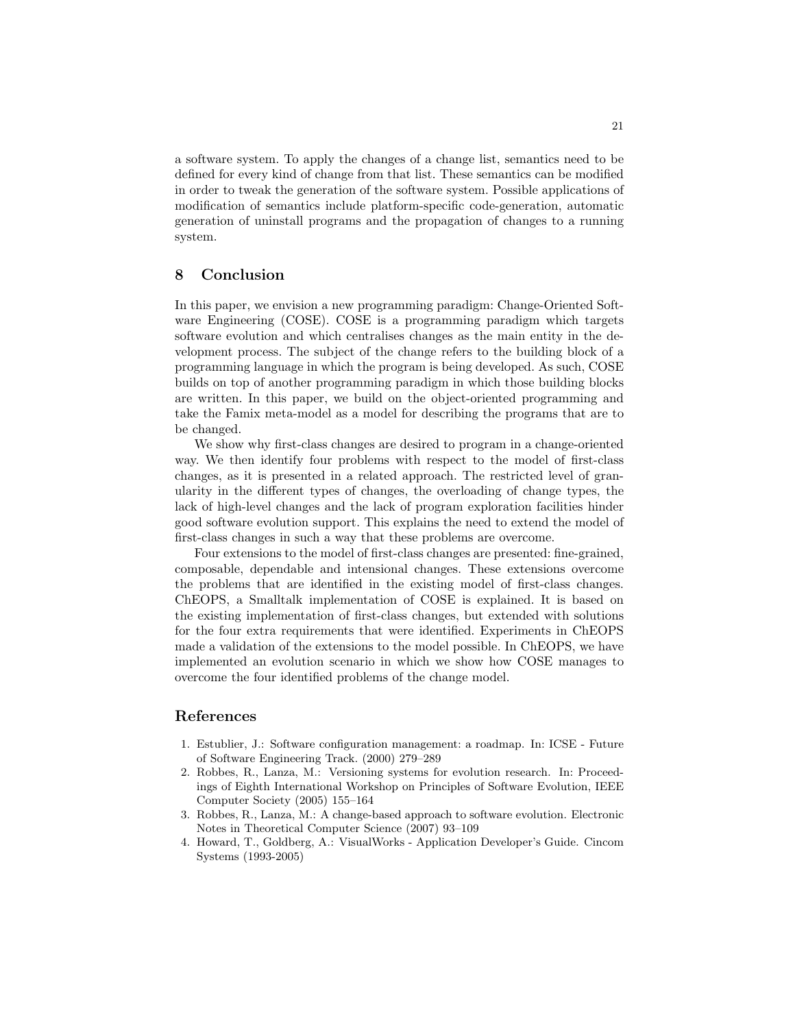a software system. To apply the changes of a change list, semantics need to be defined for every kind of change from that list. These semantics can be modified in order to tweak the generation of the software system. Possible applications of modification of semantics include platform-specific code-generation, automatic generation of uninstall programs and the propagation of changes to a running system.

## 8 Conclusion

In this paper, we envision a new programming paradigm: Change-Oriented Software Engineering (COSE). COSE is a programming paradigm which targets software evolution and which centralises changes as the main entity in the development process. The subject of the change refers to the building block of a programming language in which the program is being developed. As such, COSE builds on top of another programming paradigm in which those building blocks are written. In this paper, we build on the object-oriented programming and take the Famix meta-model as a model for describing the programs that are to be changed.

We show why first-class changes are desired to program in a change-oriented way. We then identify four problems with respect to the model of first-class changes, as it is presented in a related approach. The restricted level of granularity in the different types of changes, the overloading of change types, the lack of high-level changes and the lack of program exploration facilities hinder good software evolution support. This explains the need to extend the model of first-class changes in such a way that these problems are overcome.

Four extensions to the model of first-class changes are presented: fine-grained, composable, dependable and intensional changes. These extensions overcome the problems that are identified in the existing model of first-class changes. ChEOPS, a Smalltalk implementation of COSE is explained. It is based on the existing implementation of first-class changes, but extended with solutions for the four extra requirements that were identified. Experiments in ChEOPS made a validation of the extensions to the model possible. In ChEOPS, we have implemented an evolution scenario in which we show how COSE manages to overcome the four identified problems of the change model.

## References

1. Estublier, J.: Software configuration management: a roadmap. In: ICSE - Future of Software Engineering Track. (2000) 279–289
2. Robbes, R., Lanza, M.: Versioning systems for evolution research. In: Proceedings of Eighth International Workshop on Principles of Software Evolution, IEEE Computer Society (2005) 155–164
3. Robbes, R., Lanza, M.: A change-based approach to software evolution. Electronic Notes in Theoretical Computer Science (2007) 93–109
4. Howard, T., Goldberg, A.: VisualWorks - Application Developer's Guide. Cincom Systems (1993-2005)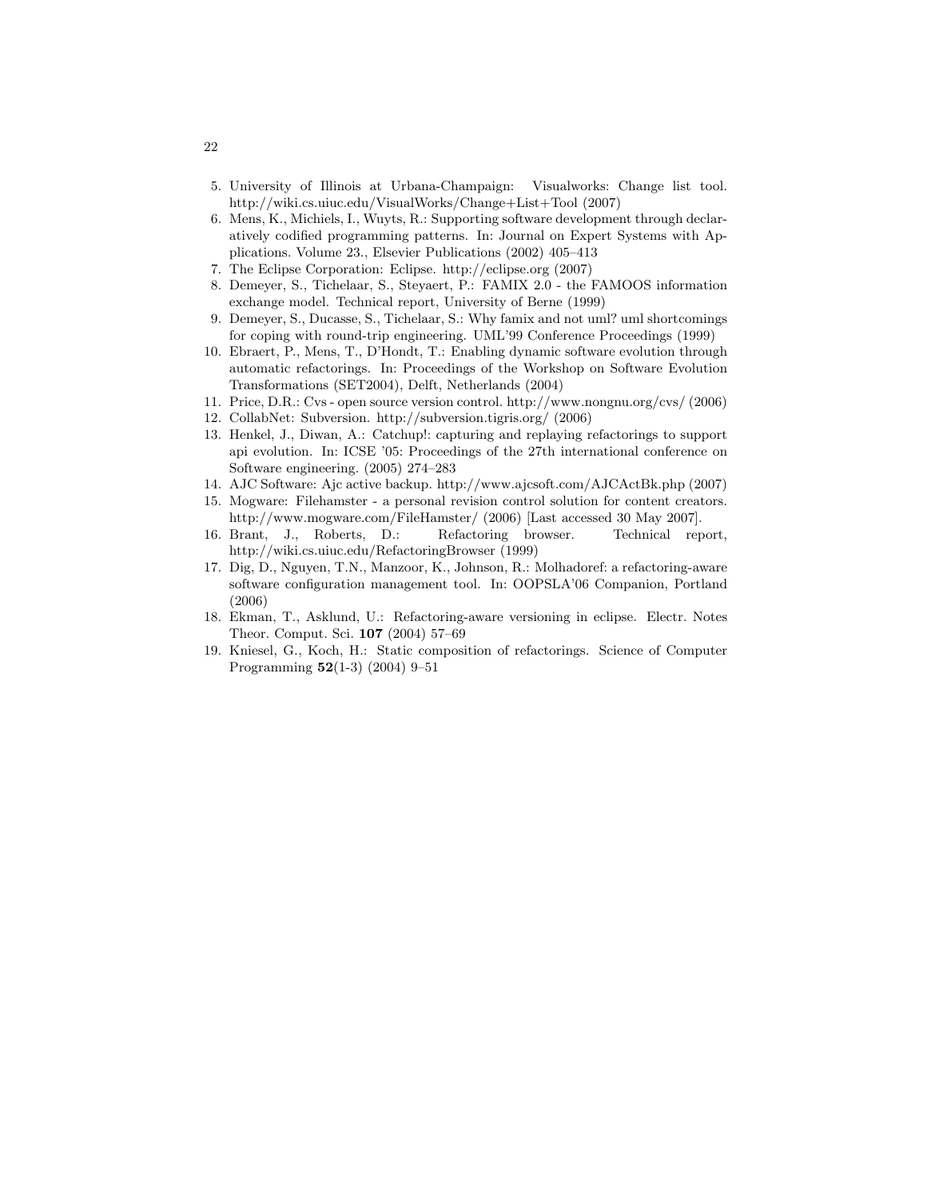5. University of Illinois at Urbana-Champaign: Visualworks: Change list tool. http://wiki.cs.uiuc.edu/VisualWorks/Change+List+Tool (2007)
6. Mens, K., Michiels, I., Wuyts, R.: Supporting software development through declaratively codified programming patterns. In: Journal on Expert Systems with Applications. Volume 23., Elsevier Publications (2002) 405–413
7. The Eclipse Corporation: Eclipse. http://eclipse.org (2007)
8. Demeyer, S., Tichelaar, S., Steyaert, P.: FAMIX 2.0 - the FAMOOS information exchange model. Technical report, University of Berne (1999)
9. Demeyer, S., Ducasse, S., Tichelaar, S.: Why famix and not uml? uml shortcomings for coping with round-trip engineering. UML'99 Conference Proceedings (1999)
10. Ebraert, P., Mens, T., D'Hondt, T.: Enabling dynamic software evolution through automatic refactorings. In: Proceedings of the Workshop on Software Evolution Transformations (SET2004), Delft, Netherlands (2004)
11. Price, D.R.: Cvs - open source version control. http://www.nongnu.org/cvs/ (2006)
12. CollabNet: Subversion. http://subversion.tigris.org/ (2006)
13. Henkel, J., Diwan, A.: Catchup!: capturing and replaying refactorings to support api evolution. In: ICSE '05: Proceedings of the 27th international conference on Software engineering. (2005) 274–283
14. AJC Software: Ajc active backup. http://www.ajcsoft.com/AJCActBk.php (2007)
15. Mogware: Filehamster - a personal revision control solution for content creators. http://www.mogware.com/FileHamster/ (2006) [Last accessed 30 May 2007].
16. Brant, J., Roberts, D.: Refactoring browser. Technical report, http://wiki.cs.uiuc.edu/RefactoringBrowser (1999)
17. Dig, D., Nguyen, T.N., Manzoor, K., Johnson, R.: Molhadoref: a refactoring-aware software configuration management tool. In: OOPSLA'06 Companion, Portland (2006)
18. Ekman, T., Asklund, U.: Refactoring-aware versioning in eclipse. Electr. Notes Theor. Comput. Sci. **107** (2004) 57–69
19. Kniesel, G., Koch, H.: Static composition of refactorings. Science of Computer Programming **52**(1-3) (2004) 9–51